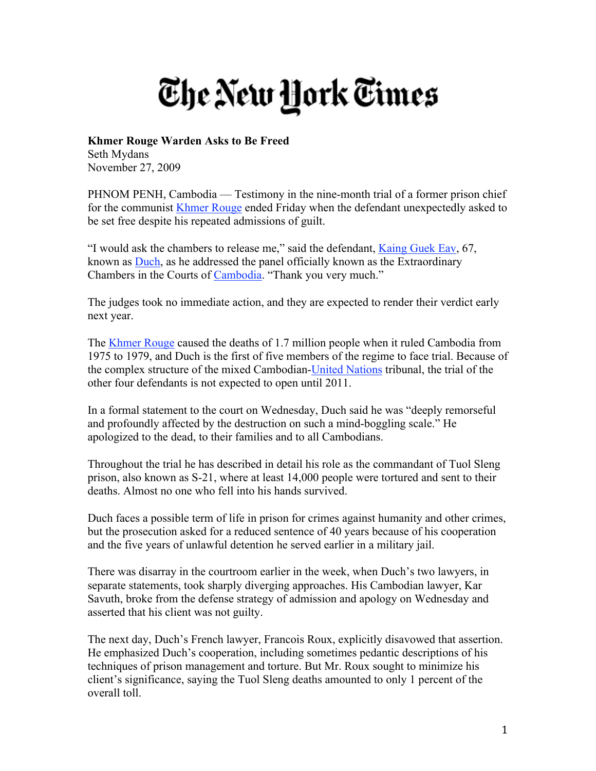# The New York Times

**Khmer Rouge Warden Asks to Be Freed**
Seth Mydans
November 27, 2009

PHNOM PENH, Cambodia — Testimony in the nine-month trial of a former prison chief for the communist Khmer Rouge ended Friday when the defendant unexpectedly asked to be set free despite his repeated admissions of guilt.

"I would ask the chambers to release me," said the defendant, Kaing Guek Eav, 67, known as Duch, as he addressed the panel officially known as the Extraordinary Chambers in the Courts of Cambodia. "Thank you very much."

The judges took no immediate action, and they are expected to render their verdict early next year.

The Khmer Rouge caused the deaths of 1.7 million people when it ruled Cambodia from 1975 to 1979, and Duch is the first of five members of the regime to face trial. Because of the complex structure of the mixed Cambodian-United Nations tribunal, the trial of the other four defendants is not expected to open until 2011.

In a formal statement to the court on Wednesday, Duch said he was "deeply remorseful and profoundly affected by the destruction on such a mind-boggling scale." He apologized to the dead, to their families and to all Cambodians.

Throughout the trial he has described in detail his role as the commandant of Tuol Sleng prison, also known as S-21, where at least 14,000 people were tortured and sent to their deaths. Almost no one who fell into his hands survived.

Duch faces a possible term of life in prison for crimes against humanity and other crimes, but the prosecution asked for a reduced sentence of 40 years because of his cooperation and the five years of unlawful detention he served earlier in a military jail.

There was disarray in the courtroom earlier in the week, when Duch's two lawyers, in separate statements, took sharply diverging approaches. His Cambodian lawyer, Kar Savuth, broke from the defense strategy of admission and apology on Wednesday and asserted that his client was not guilty.

The next day, Duch's French lawyer, Francois Roux, explicitly disavowed that assertion. He emphasized Duch's cooperation, including sometimes pedantic descriptions of his techniques of prison management and torture. But Mr. Roux sought to minimize his client's significance, saying the Tuol Sleng deaths amounted to only 1 percent of the overall toll.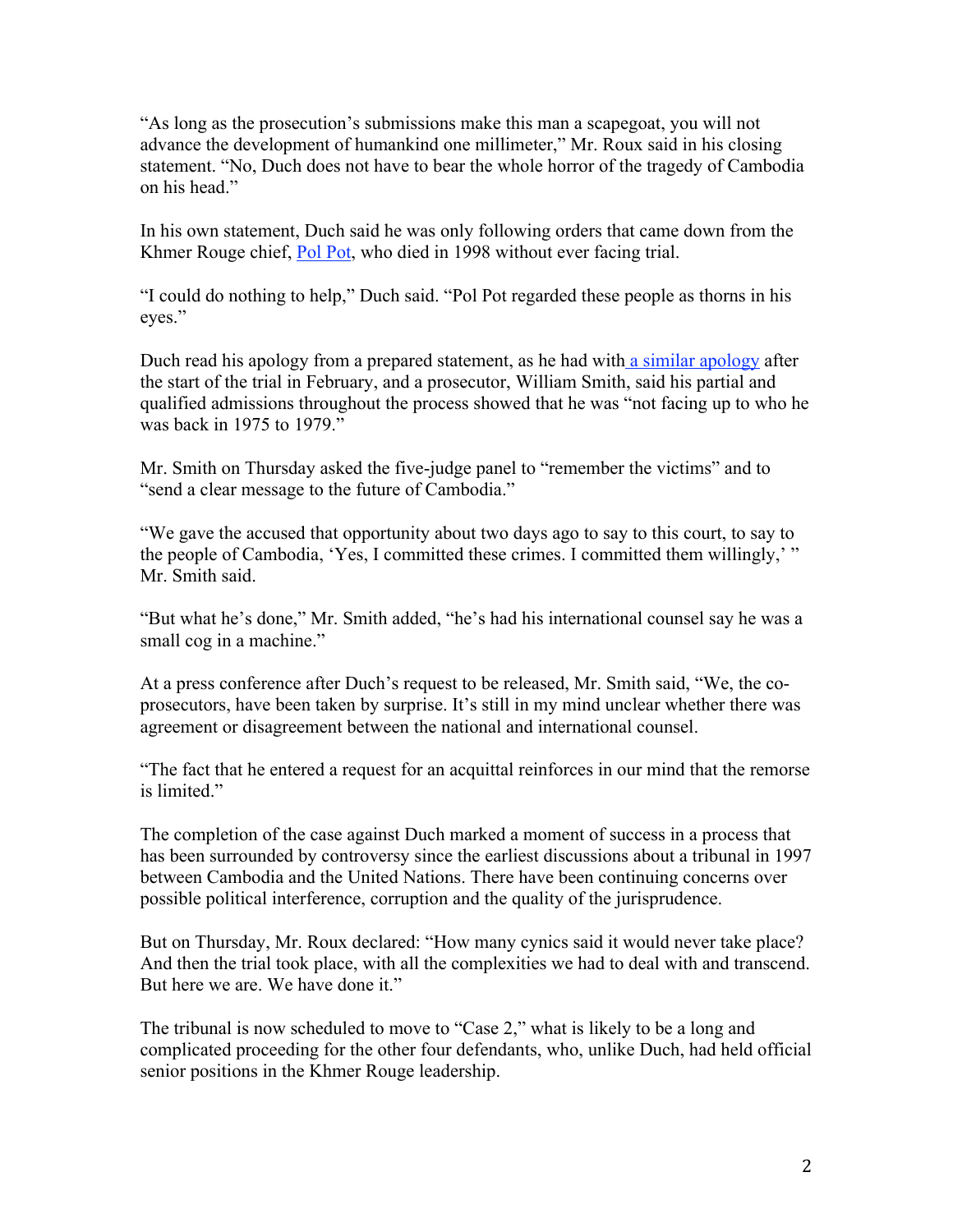"As long as the prosecution's submissions make this man a scapegoat, you will not advance the development of humankind one millimeter," Mr. Roux said in his closing statement. "No, Duch does not have to bear the whole horror of the tragedy of Cambodia on his head."

In his own statement, Duch said he was only following orders that came down from the Khmer Rouge chief, Pol Pot, who died in 1998 without ever facing trial.

"I could do nothing to help," Duch said. "Pol Pot regarded these people as thorns in his eyes."

Duch read his apology from a prepared statement, as he had with a similar apology after the start of the trial in February, and a prosecutor, William Smith, said his partial and qualified admissions throughout the process showed that he was "not facing up to who he was back in 1975 to 1979."

Mr. Smith on Thursday asked the five-judge panel to "remember the victims" and to "send a clear message to the future of Cambodia."

"We gave the accused that opportunity about two days ago to say to this court, to say to the people of Cambodia, 'Yes, I committed these crimes. I committed them willingly,' " Mr. Smith said.

"But what he's done," Mr. Smith added, "he's had his international counsel say he was a small cog in a machine."

At a press conference after Duch's request to be released, Mr. Smith said, "We, the co-prosecutors, have been taken by surprise. It's still in my mind unclear whether there was agreement or disagreement between the national and international counsel.

"The fact that he entered a request for an acquittal reinforces in our mind that the remorse is limited."

The completion of the case against Duch marked a moment of success in a process that has been surrounded by controversy since the earliest discussions about a tribunal in 1997 between Cambodia and the United Nations. There have been continuing concerns over possible political interference, corruption and the quality of the jurisprudence.

But on Thursday, Mr. Roux declared: "How many cynics said it would never take place? And then the trial took place, with all the complexities we had to deal with and transcend. But here we are. We have done it."

The tribunal is now scheduled to move to "Case 2," what is likely to be a long and complicated proceeding for the other four defendants, who, unlike Duch, had held official senior positions in the Khmer Rouge leadership.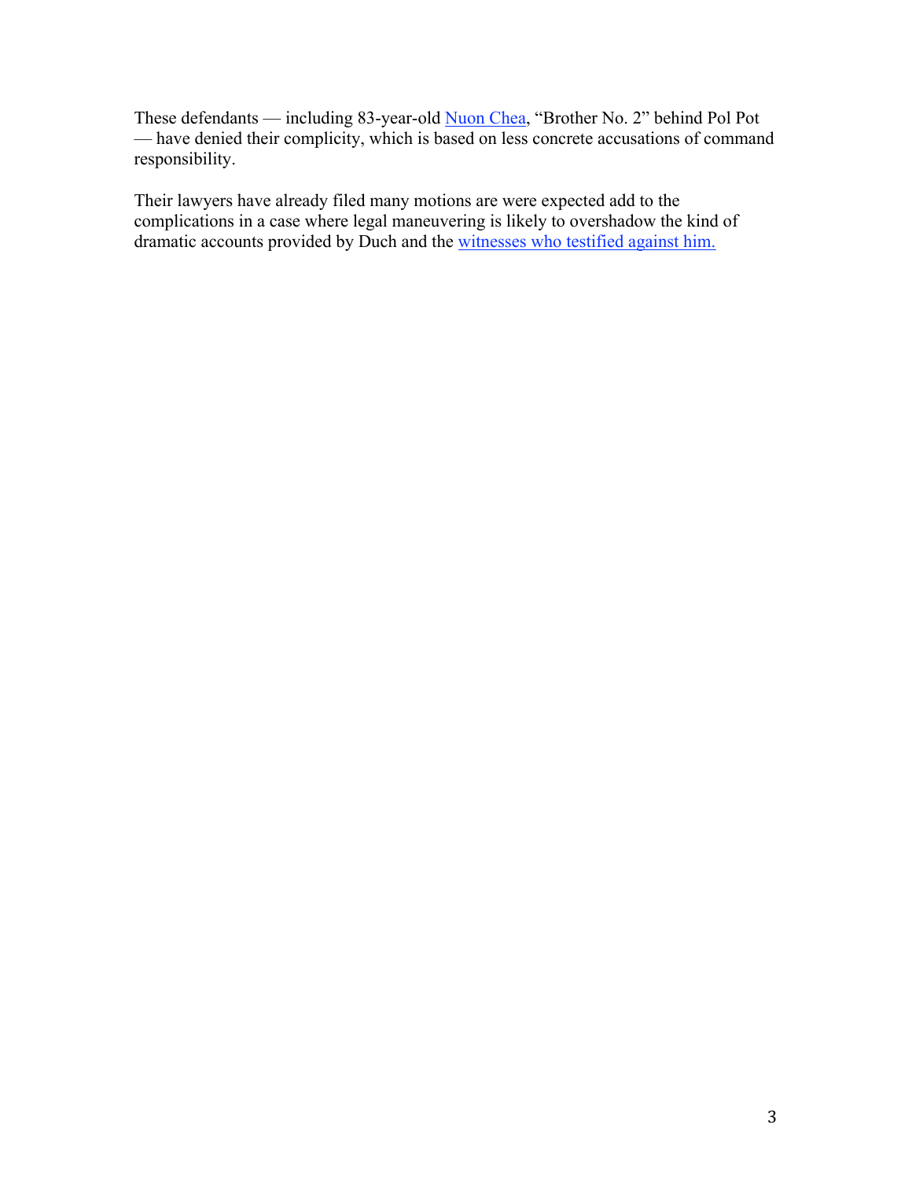These defendants — including 83-year-old [Nuon Chea], "Brother No. 2" behind Pol Pot — have denied their complicity, which is based on less concrete accusations of command responsibility.

Their lawyers have already filed many motions are were expected add to the complications in a case where legal maneuvering is likely to overshadow the kind of dramatic accounts provided by Duch and the [witnesses who testified against him.]